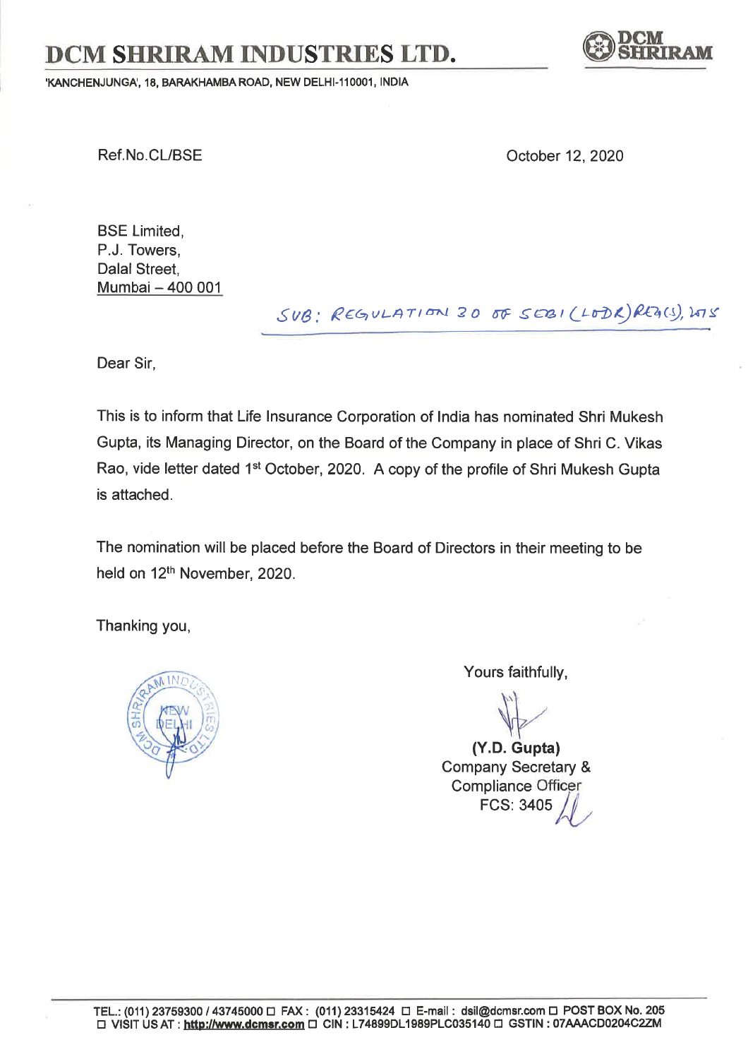# DCM SHRIRAM INDUSTRIES LTD.

'KANCHENJUNGA', 18, BARAKHAMBA ROAD, NEW DELHI-110001, INDIA

Ref.No.CL/BSE

October 12, 2020

BSE Limited,
P.J. Towers,
Dalal Street,
Mumbai – 400 001

SUB: REGULATION 30 OF SEBI (LODR) REG(S), 2015

Dear Sir,

This is to inform that Life Insurance Corporation of India has nominated Shri Mukesh Gupta, its Managing Director, on the Board of the Company in place of Shri C. Vikas Rao, vide letter dated 1st October, 2020. A copy of the profile of Shri Mukesh Gupta is attached.

The nomination will be placed before the Board of Directors in their meeting to be held on 12th November, 2020.

Thanking you,

Yours faithfully,

**(Y.D. Gupta)**
Company Secretary &
Compliance Officer
FCS: 3405

TEL.: (011) 23759300 / 43745000 FAX: (011) 23315424 E-mail: dsil@dcmsr.com POST BOX No. 205
VISIT US AT: http://www.dcmsr.com CIN: L74899DL1989PLC035140 GSTIN: 07AAACD0204C2ZM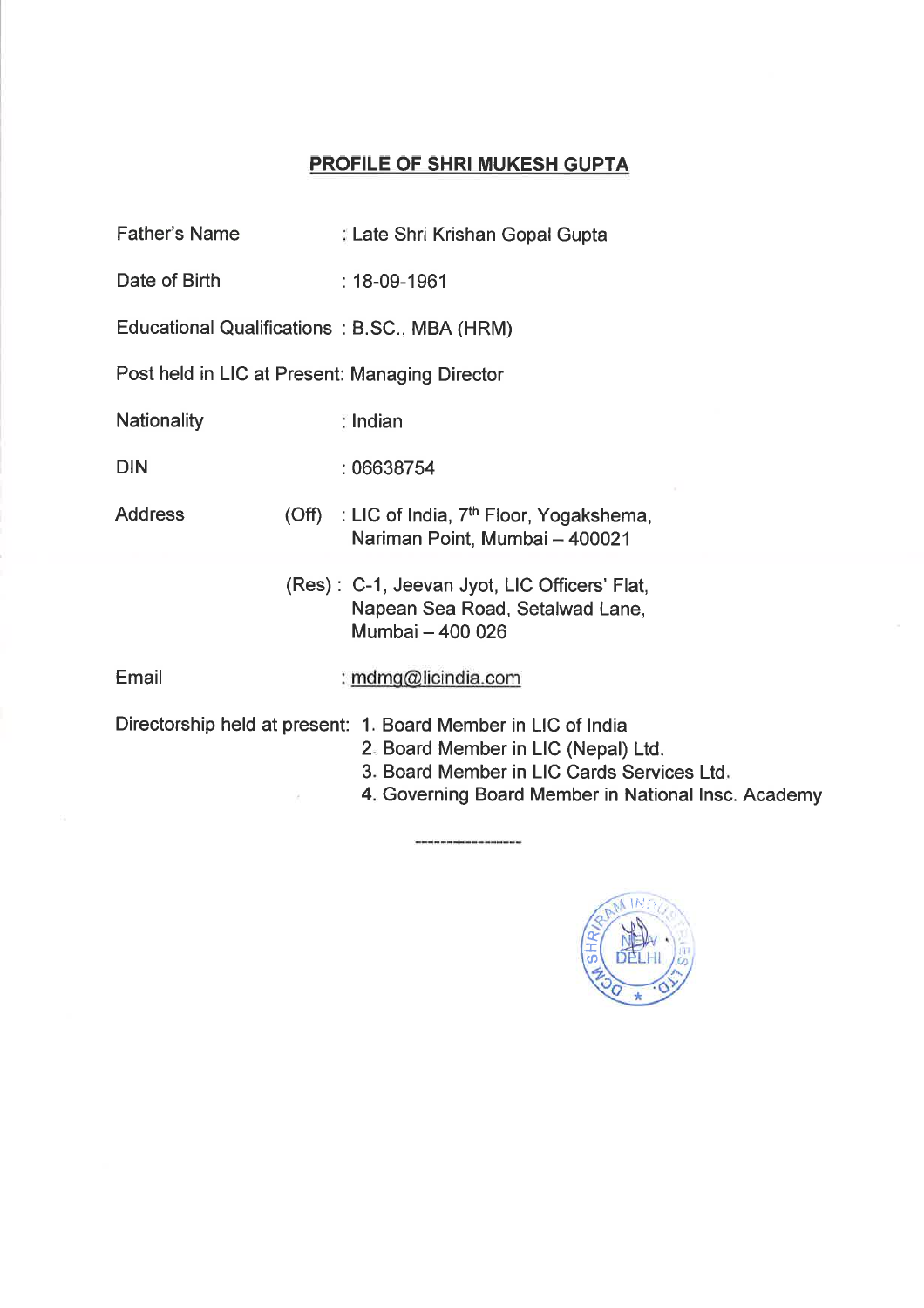## PROFILE OF SHRI MUKESH GUPTA

| | |
|---|---|
| Father's Name | : Late Shri Krishan Gopal Gupta |
| Date of Birth | : 18-09-1961 |
| Educational Qualifications | : B.SC., MBA (HRM) |
| Post held in LIC at Present | : Managing Director |
| Nationality | : Indian |
| DIN | : 06638754 |
| Address (Off) | : LIC of India, 7th Floor, Yogakshema, Nariman Point, Mumbai – 400021 |
| (Res) | : C-1, Jeevan Jyot, LIC Officers' Flat, Napean Sea Road, Setalwad Lane, Mumbai – 400 026 |
| Email | : mdmg@licindia.com |

Directorship held at present:
1. Board Member in LIC of India
2. Board Member in LIC (Nepal) Ltd.
3. Board Member in LIC Cards Services Ltd.
4. Governing Board Member in National Insc. Academy

------------------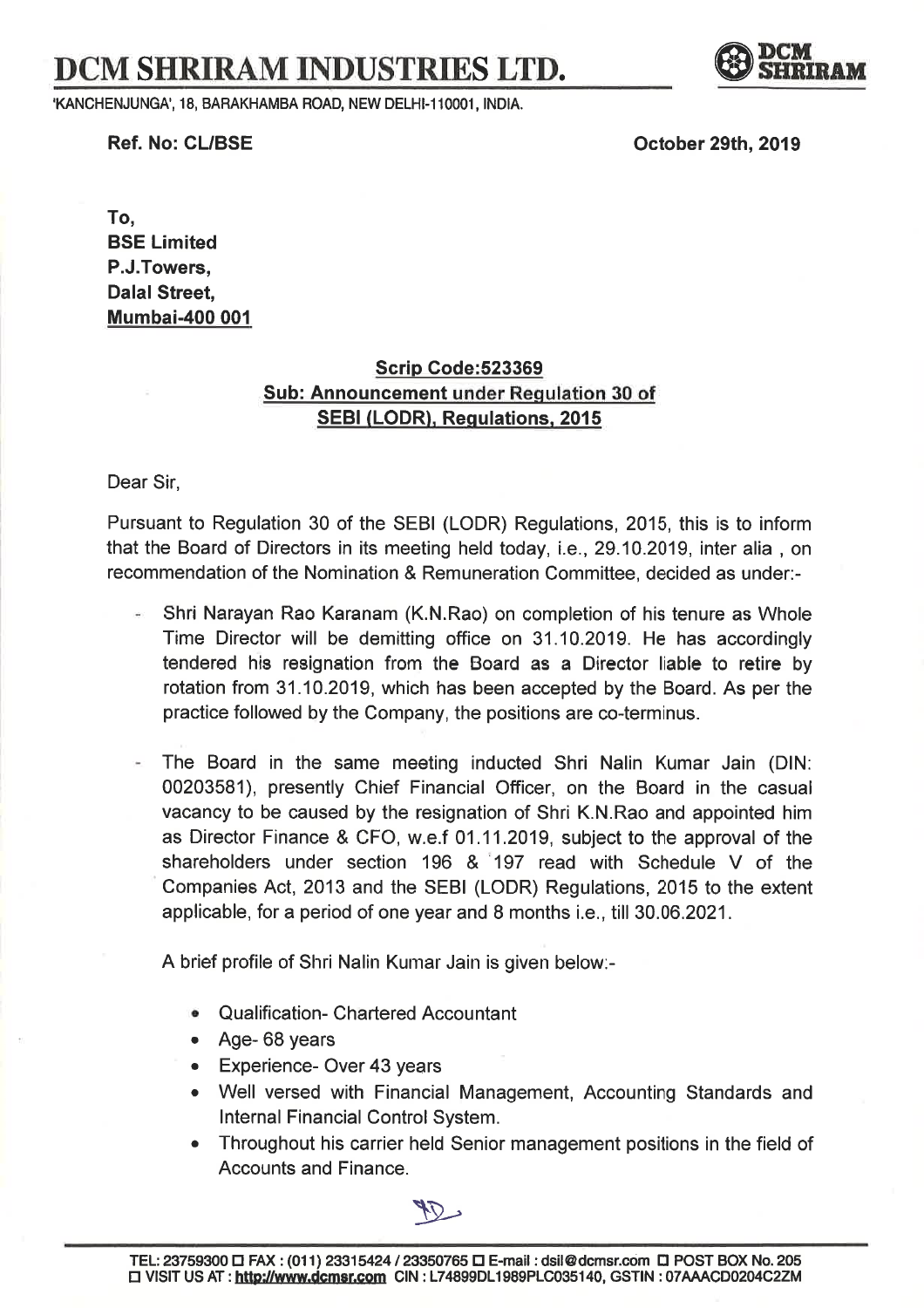# DCM SHRIRAM INDUSTRIES LTD.

'KANCHENJUNGA', 18, BARAKHAMBA ROAD, NEW DELHI-110001, INDIA.

**Ref. No: CL/BSE** **October 29th, 2019**

**To,**
**BSE Limited**
**P.J.Towers,**
**Dalal Street,**
**Mumbai-400 001**

**Scrip Code:523369**
**Sub: Announcement under Regulation 30 of SEBI (LODR), Regulations, 2015**

Dear Sir,

Pursuant to Regulation 30 of the SEBI (LODR) Regulations, 2015, this is to inform that the Board of Directors in its meeting held today, i.e., 29.10.2019, inter alia , on recommendation of the Nomination & Remuneration Committee, decided as under:-

- Shri Narayan Rao Karanam (K.N.Rao) on completion of his tenure as Whole Time Director will be demitting office on 31.10.2019. He has accordingly tendered his resignation from the Board as a Director liable to retire by rotation from 31.10.2019, which has been accepted by the Board. As per the practice followed by the Company, the positions are co-terminus.

- The Board in the same meeting inducted Shri Nalin Kumar Jain (DIN: 00203581), presently Chief Financial Officer, on the Board in the casual vacancy to be caused by the resignation of Shri K.N.Rao and appointed him as Director Finance & CFO, w.e.f 01.11.2019, subject to the approval of the shareholders under section 196 & 197 read with Schedule V of the Companies Act, 2013 and the SEBI (LODR) Regulations, 2015 to the extent applicable, for a period of one year and 8 months i.e., till 30.06.2021.

A brief profile of Shri Nalin Kumar Jain is given below:-

- Qualification- Chartered Accountant
- Age- 68 years
- Experience- Over 43 years
- Well versed with Financial Management, Accounting Standards and Internal Financial Control System.
- Throughout his carrier held Senior management positions in the field of Accounts and Finance.

TEL: 23759300 FAX : (011) 23315424 / 23350765 E-mail : dsil@dcmsr.com POST BOX No. 205 VISIT US AT : http://www.dcmsr.com CIN : L74899DL1989PLC035140, GSTIN : 07AAACD0204C2ZM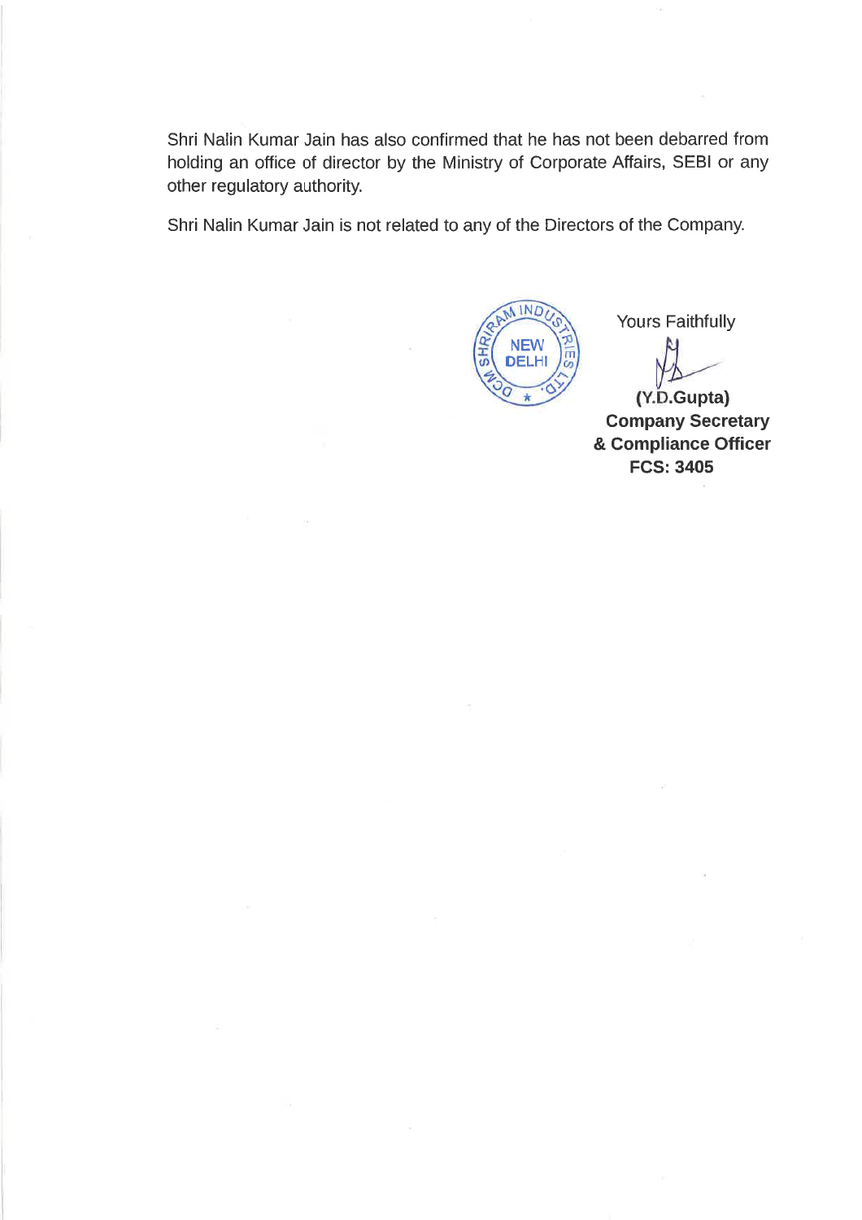Shri Nalin Kumar Jain has also confirmed that he has not been debarred from holding an office of director by the Ministry of Corporate Affairs, SEBI or any other regulatory authority.

Shri Nalin Kumar Jain is not related to any of the Directors of the Company.

Yours Faithfully

**(Y.D.Gupta)**
**Company Secretary**
**& Compliance Officer**
**FCS: 3405**